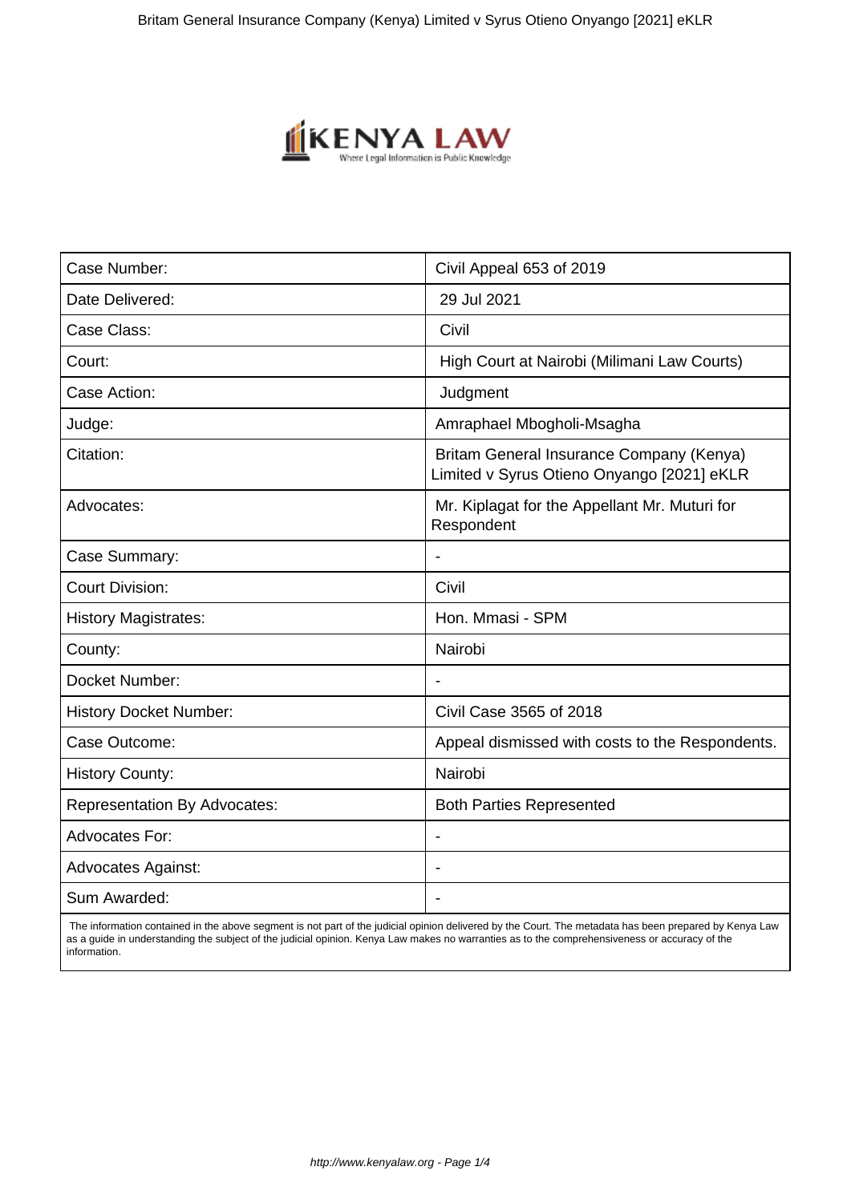| Case Number: | Civil Appeal 653 of 2019 |
|---|---|
| Date Delivered: | 29 Jul 2021 |
| Case Class: | Civil |
| Court: | High Court at Nairobi (Milimani Law Courts) |
| Case Action: | Judgment |
| Judge: | Amraphael Mbogholi-Msagha |
| Citation: | Britam General Insurance Company (Kenya) Limited v Syrus Otieno Onyango [2021] eKLR |
| Advocates: | Mr. Kiplagat for the Appellant Mr. Muturi for Respondent |
| Case Summary: | - |
| Court Division: | Civil |
| History Magistrates: | Hon. Mmasi - SPM |
| County: | Nairobi |
| Docket Number: | - |
| History Docket Number: | Civil Case 3565 of 2018 |
| Case Outcome: | Appeal dismissed with costs to the Respondents. |
| History County: | Nairobi |
| Representation By Advocates: | Both Parties Represented |
| Advocates For: | - |
| Advocates Against: | - |
| Sum Awarded: | - |

The information contained in the above segment is not part of the judicial opinion delivered by the Court. The metadata has been prepared by Kenya Law as a guide in understanding the subject of the judicial opinion. Kenya Law makes no warranties as to the comprehensiveness or accuracy of the information.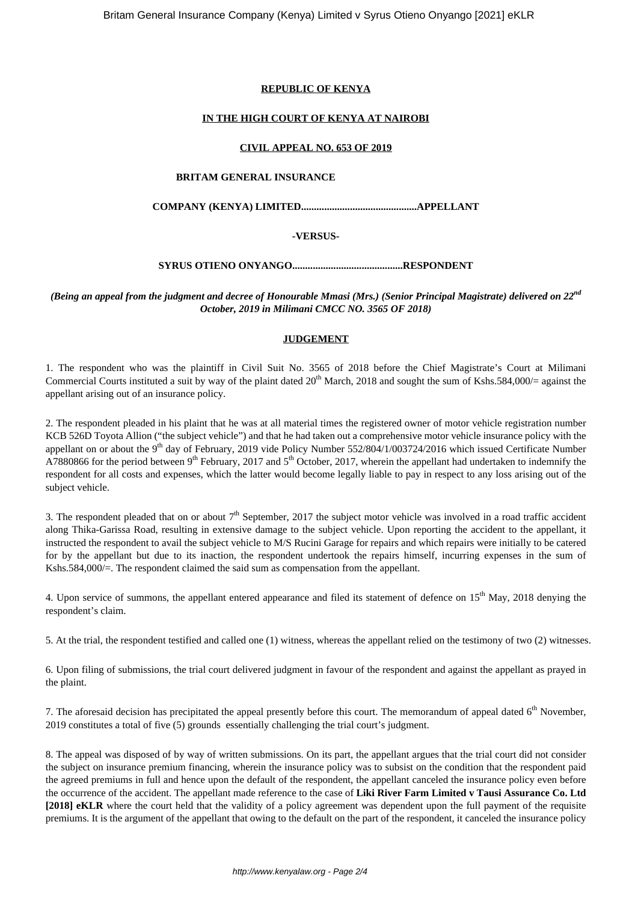**REPUBLIC OF KENYA**

**IN THE HIGH COURT OF KENYA AT NAIROBI**

**CIVIL APPEAL NO. 653 OF 2019**

**BRITAM GENERAL INSURANCE**

**COMPANY (KENYA) LIMITED...........................................APPELLANT**

**-VERSUS-**

**SYRUS OTIENO ONYANGO..........................................RESPONDENT**

***(Being an appeal from the judgment and decree of Honourable Mmasi (Mrs.) (Senior Principal Magistrate) delivered on 22nd October, 2019 in Milimani CMCC NO. 3565 OF 2018)***

**JUDGEMENT**

1. The respondent who was the plaintiff in Civil Suit No. 3565 of 2018 before the Chief Magistrate's Court at Milimani Commercial Courts instituted a suit by way of the plaint dated 20th March, 2018 and sought the sum of Kshs.584,000/= against the appellant arising out of an insurance policy.

2. The respondent pleaded in his plaint that he was at all material times the registered owner of motor vehicle registration number KCB 526D Toyota Allion ("the subject vehicle") and that he had taken out a comprehensive motor vehicle insurance policy with the appellant on or about the 9th day of February, 2019 vide Policy Number 552/804/1/003724/2016 which issued Certificate Number A7880866 for the period between 9th February, 2017 and 5th October, 2017, wherein the appellant had undertaken to indemnify the respondent for all costs and expenses, which the latter would become legally liable to pay in respect to any loss arising out of the subject vehicle.

3. The respondent pleaded that on or about 7th September, 2017 the subject motor vehicle was involved in a road traffic accident along Thika-Garissa Road, resulting in extensive damage to the subject vehicle. Upon reporting the accident to the appellant, it instructed the respondent to avail the subject vehicle to M/S Rucini Garage for repairs and which repairs were initially to be catered for by the appellant but due to its inaction, the respondent undertook the repairs himself, incurring expenses in the sum of Kshs.584,000/=. The respondent claimed the said sum as compensation from the appellant.

4. Upon service of summons, the appellant entered appearance and filed its statement of defence on 15th May, 2018 denying the respondent's claim.

5. At the trial, the respondent testified and called one (1) witness, whereas the appellant relied on the testimony of two (2) witnesses.

6. Upon filing of submissions, the trial court delivered judgment in favour of the respondent and against the appellant as prayed in the plaint.

7. The aforesaid decision has precipitated the appeal presently before this court. The memorandum of appeal dated 6th November, 2019 constitutes a total of five (5) grounds essentially challenging the trial court's judgment.

8. The appeal was disposed of by way of written submissions. On its part, the appellant argues that the trial court did not consider the subject on insurance premium financing, wherein the insurance policy was to subsist on the condition that the respondent paid the agreed premiums in full and hence upon the default of the respondent, the appellant canceled the insurance policy even before the occurrence of the accident. The appellant made reference to the case of **Liki River Farm Limited v Tausi Assurance Co. Ltd [2018] eKLR** where the court held that the validity of a policy agreement was dependent upon the full payment of the requisite premiums. It is the argument of the appellant that owing to the default on the part of the respondent, it canceled the insurance policy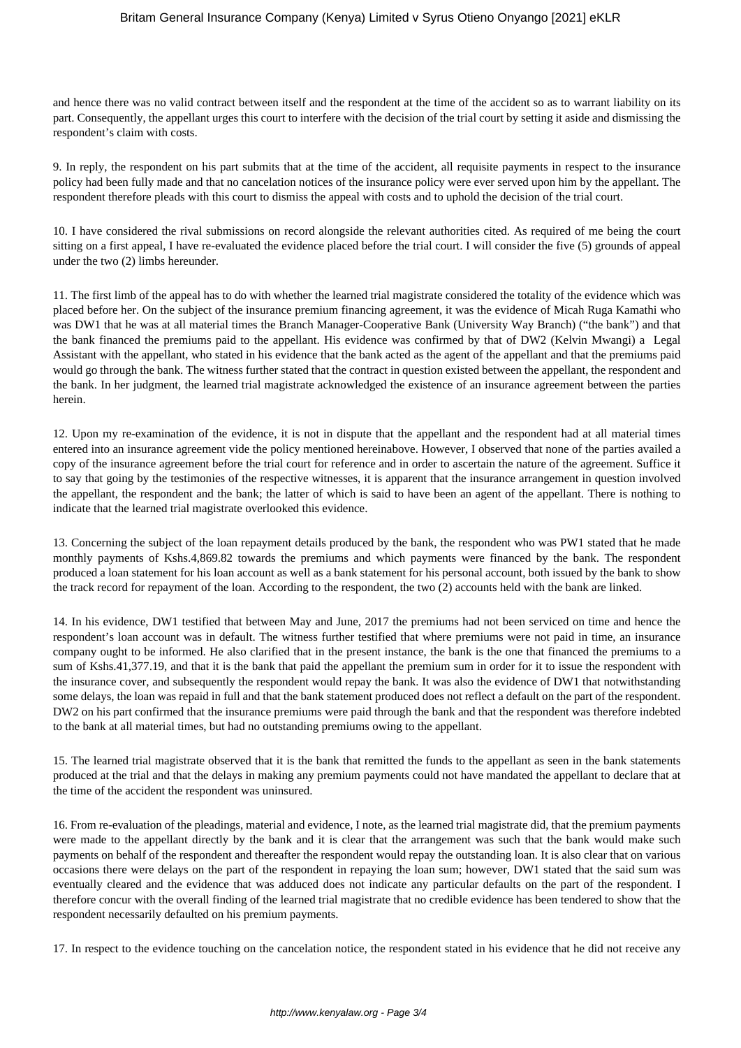and hence there was no valid contract between itself and the respondent at the time of the accident so as to warrant liability on its part. Consequently, the appellant urges this court to interfere with the decision of the trial court by setting it aside and dismissing the respondent's claim with costs.

9. In reply, the respondent on his part submits that at the time of the accident, all requisite payments in respect to the insurance policy had been fully made and that no cancelation notices of the insurance policy were ever served upon him by the appellant. The respondent therefore pleads with this court to dismiss the appeal with costs and to uphold the decision of the trial court.

10. I have considered the rival submissions on record alongside the relevant authorities cited. As required of me being the court sitting on a first appeal, I have re-evaluated the evidence placed before the trial court. I will consider the five (5) grounds of appeal under the two (2) limbs hereunder.

11. The first limb of the appeal has to do with whether the learned trial magistrate considered the totality of the evidence which was placed before her. On the subject of the insurance premium financing agreement, it was the evidence of Micah Ruga Kamathi who was DW1 that he was at all material times the Branch Manager-Cooperative Bank (University Way Branch) ("the bank") and that the bank financed the premiums paid to the appellant. His evidence was confirmed by that of DW2 (Kelvin Mwangi) a Legal Assistant with the appellant, who stated in his evidence that the bank acted as the agent of the appellant and that the premiums paid would go through the bank. The witness further stated that the contract in question existed between the appellant, the respondent and the bank. In her judgment, the learned trial magistrate acknowledged the existence of an insurance agreement between the parties herein.

12. Upon my re-examination of the evidence, it is not in dispute that the appellant and the respondent had at all material times entered into an insurance agreement vide the policy mentioned hereinabove. However, I observed that none of the parties availed a copy of the insurance agreement before the trial court for reference and in order to ascertain the nature of the agreement. Suffice it to say that going by the testimonies of the respective witnesses, it is apparent that the insurance arrangement in question involved the appellant, the respondent and the bank; the latter of which is said to have been an agent of the appellant. There is nothing to indicate that the learned trial magistrate overlooked this evidence.

13. Concerning the subject of the loan repayment details produced by the bank, the respondent who was PW1 stated that he made monthly payments of Kshs.4,869.82 towards the premiums and which payments were financed by the bank. The respondent produced a loan statement for his loan account as well as a bank statement for his personal account, both issued by the bank to show the track record for repayment of the loan. According to the respondent, the two (2) accounts held with the bank are linked.

14. In his evidence, DW1 testified that between May and June, 2017 the premiums had not been serviced on time and hence the respondent's loan account was in default. The witness further testified that where premiums were not paid in time, an insurance company ought to be informed. He also clarified that in the present instance, the bank is the one that financed the premiums to a sum of Kshs.41,377.19, and that it is the bank that paid the appellant the premium sum in order for it to issue the respondent with the insurance cover, and subsequently the respondent would repay the bank. It was also the evidence of DW1 that notwithstanding some delays, the loan was repaid in full and that the bank statement produced does not reflect a default on the part of the respondent. DW2 on his part confirmed that the insurance premiums were paid through the bank and that the respondent was therefore indebted to the bank at all material times, but had no outstanding premiums owing to the appellant.

15. The learned trial magistrate observed that it is the bank that remitted the funds to the appellant as seen in the bank statements produced at the trial and that the delays in making any premium payments could not have mandated the appellant to declare that at the time of the accident the respondent was uninsured.

16. From re-evaluation of the pleadings, material and evidence, I note, as the learned trial magistrate did, that the premium payments were made to the appellant directly by the bank and it is clear that the arrangement was such that the bank would make such payments on behalf of the respondent and thereafter the respondent would repay the outstanding loan. It is also clear that on various occasions there were delays on the part of the respondent in repaying the loan sum; however, DW1 stated that the said sum was eventually cleared and the evidence that was adduced does not indicate any particular defaults on the part of the respondent. I therefore concur with the overall finding of the learned trial magistrate that no credible evidence has been tendered to show that the respondent necessarily defaulted on his premium payments.

17. In respect to the evidence touching on the cancelation notice, the respondent stated in his evidence that he did not receive any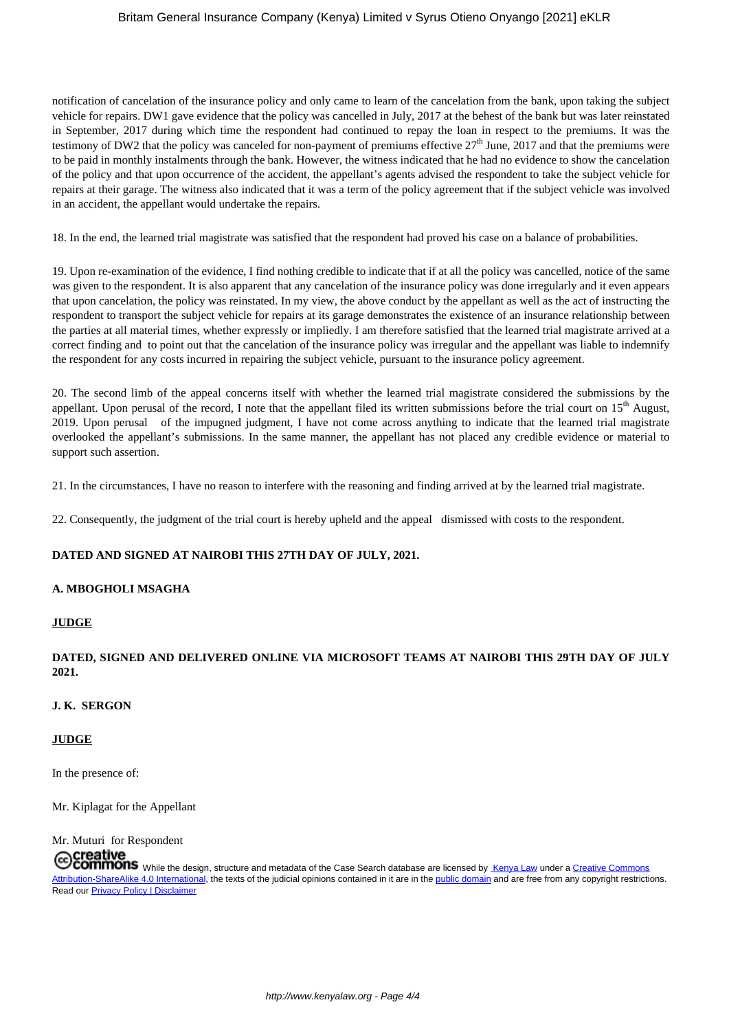notification of cancelation of the insurance policy and only came to learn of the cancelation from the bank, upon taking the subject vehicle for repairs. DW1 gave evidence that the policy was cancelled in July, 2017 at the behest of the bank but was later reinstated in September, 2017 during which time the respondent had continued to repay the loan in respect to the premiums. It was the testimony of DW2 that the policy was canceled for non-payment of premiums effective 27th June, 2017 and that the premiums were to be paid in monthly instalments through the bank. However, the witness indicated that he had no evidence to show the cancelation of the policy and that upon occurrence of the accident, the appellant's agents advised the respondent to take the subject vehicle for repairs at their garage. The witness also indicated that it was a term of the policy agreement that if the subject vehicle was involved in an accident, the appellant would undertake the repairs.

18. In the end, the learned trial magistrate was satisfied that the respondent had proved his case on a balance of probabilities.

19. Upon re-examination of the evidence, I find nothing credible to indicate that if at all the policy was cancelled, notice of the same was given to the respondent. It is also apparent that any cancelation of the insurance policy was done irregularly and it even appears that upon cancelation, the policy was reinstated. In my view, the above conduct by the appellant as well as the act of instructing the respondent to transport the subject vehicle for repairs at its garage demonstrates the existence of an insurance relationship between the parties at all material times, whether expressly or impliedly. I am therefore satisfied that the learned trial magistrate arrived at a correct finding and to point out that the cancelation of the insurance policy was irregular and the appellant was liable to indemnify the respondent for any costs incurred in repairing the subject vehicle, pursuant to the insurance policy agreement.

20. The second limb of the appeal concerns itself with whether the learned trial magistrate considered the submissions by the appellant. Upon perusal of the record, I note that the appellant filed its written submissions before the trial court on 15th August, 2019. Upon perusal of the impugned judgment, I have not come across anything to indicate that the learned trial magistrate overlooked the appellant's submissions. In the same manner, the appellant has not placed any credible evidence or material to support such assertion.

21. In the circumstances, I have no reason to interfere with the reasoning and finding arrived at by the learned trial magistrate.

22. Consequently, the judgment of the trial court is hereby upheld and the appeal dismissed with costs to the respondent.

**DATED AND SIGNED AT NAIROBI THIS 27TH DAY OF JULY, 2021.**

**A. MBOGHOLI MSAGHA**

**JUDGE**

**DATED, SIGNED AND DELIVERED ONLINE VIA MICROSOFT TEAMS AT NAIROBI THIS 29TH DAY OF JULY 2021.**

**J. K. SERGON**

**JUDGE**

In the presence of:

Mr. Kiplagat for the Appellant

Mr. Muturi for Respondent

While the design, structure and metadata of the Case Search database are licensed by Kenya Law under a Creative Commons Attribution-ShareAlike 4.0 International, the texts of the judicial opinions contained in it are in the public domain and are free from any copyright restrictions. Read our Privacy Policy | Disclaimer